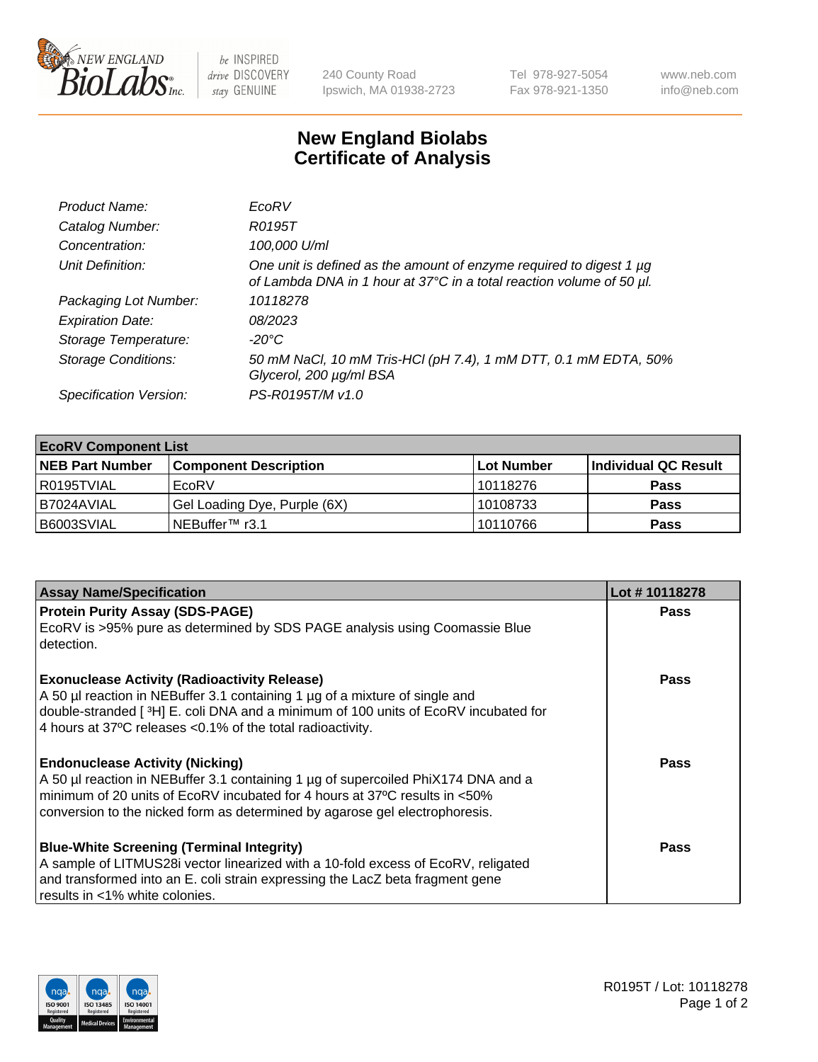# New England Biolabs Certificate of Analysis

| | |
|---|---|
| *Product Name:* | *EcoRV* |
| *Catalog Number:* | *R0195T* |
| *Concentration:* | *100,000 U/ml* |
| *Unit Definition:* | *One unit is defined as the amount of enzyme required to digest 1 µg of Lambda DNA in 1 hour at 37°C in a total reaction volume of 50 µl.* |
| *Packaging Lot Number:* | *10118278* |
| *Expiration Date:* | *08/2023* |
| *Storage Temperature:* | *-20°C* |
| *Storage Conditions:* | *50 mM NaCl, 10 mM Tris-HCl (pH 7.4), 1 mM DTT, 0.1 mM EDTA, 50% Glycerol, 200 µg/ml BSA* |
| *Specification Version:* | *PS-R0195T/M v1.0* |

| **EcoRV Component List** | | | |
|---|---|---|---|
| **NEB Part Number** | **Component Description** | **Lot Number** | **Individual QC Result** |
| R0195TVIAL | EcoRV | 10118276 | **Pass** |
| B7024AVIAL | Gel Loading Dye, Purple (6X) | 10108733 | **Pass** |
| B6003SVIAL | NEBuffer™ r3.1 | 10110766 | **Pass** |

| **Assay Name/Specification** | **Lot # 10118278** |
|---|---|
| **Protein Purity Assay (SDS-PAGE)**<br>EcoRV is >95% pure as determined by SDS PAGE analysis using Coomassie Blue detection. | **Pass** |
| **Exonuclease Activity (Radioactivity Release)**<br>A 50 µl reaction in NEBuffer 3.1 containing 1 µg of a mixture of single and double-stranded [ $^3$H] E. coli DNA and a minimum of 100 units of EcoRV incubated for 4 hours at 37ºC releases <0.1% of the total radioactivity. | **Pass** |
| **Endonuclease Activity (Nicking)**<br>A 50 µl reaction in NEBuffer 3.1 containing 1 µg of supercoiled PhiX174 DNA and a minimum of 20 units of EcoRV incubated for 4 hours at 37ºC results in <50% conversion to the nicked form as determined by agarose gel electrophoresis. | **Pass** |
| **Blue-White Screening (Terminal Integrity)**<br>A sample of LITMUS28i vector linearized with a 10-fold excess of EcoRV, religated and transformed into an E. coli strain expressing the LacZ beta fragment gene results in <1% white colonies. | **Pass** |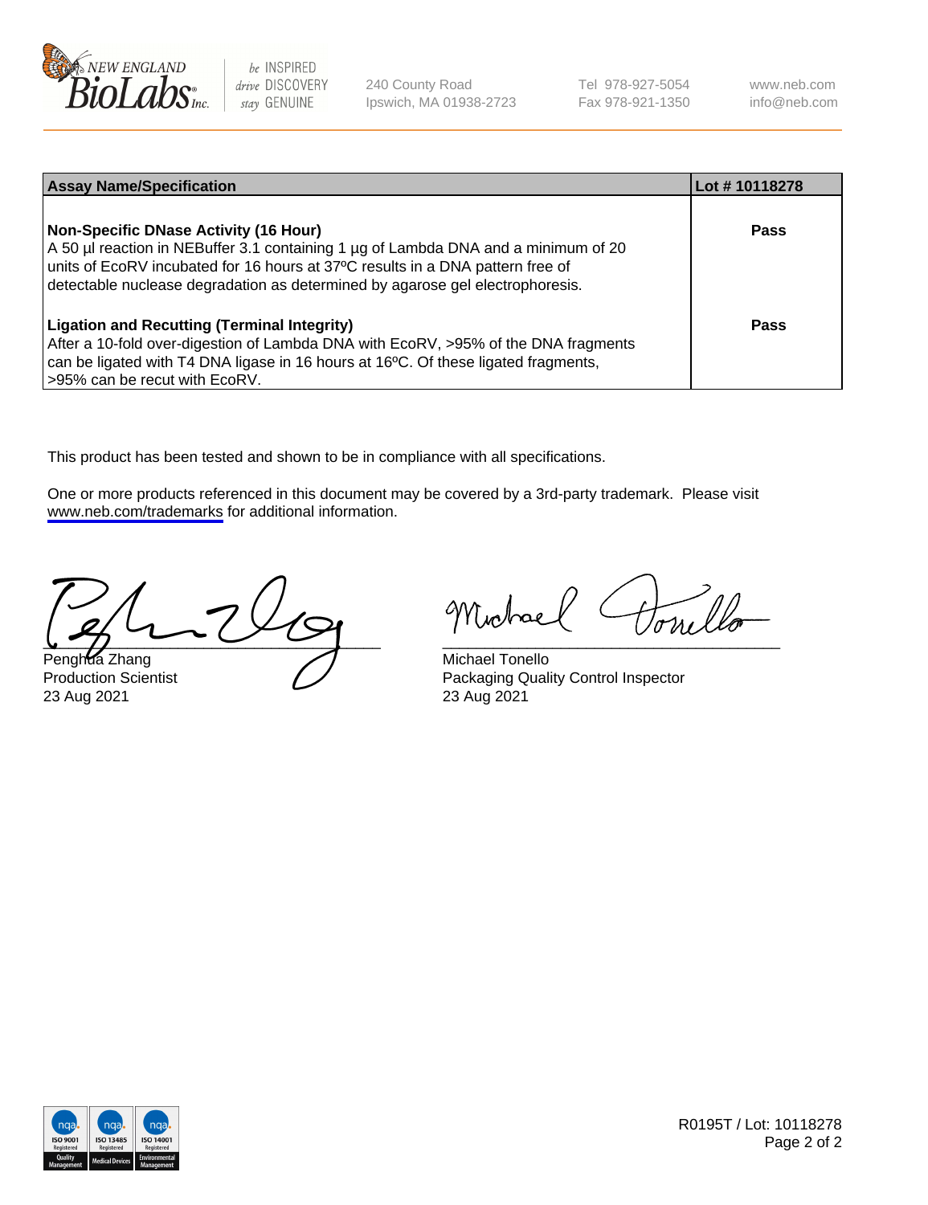New England BioLabs Inc. — be INSPIRED, drive DISCOVERY, stay GENUINE

240 County Road
Ipswich, MA 01938-2723

Tel 978-927-5054
Fax 978-921-1350

www.neb.com
info@neb.com

| Assay Name/Specification | Lot # 10118278 |
|---|---|
| **Non-Specific DNase Activity (16 Hour)**<br>A 50 µl reaction in NEBuffer 3.1 containing 1 µg of Lambda DNA and a minimum of 20 units of EcoRV incubated for 16 hours at 37ºC results in a DNA pattern free of detectable nuclease degradation as determined by agarose gel electrophoresis. | **Pass** |
| **Ligation and Recutting (Terminal Integrity)**<br>After a 10-fold over-digestion of Lambda DNA with EcoRV, >95% of the DNA fragments can be ligated with T4 DNA ligase in 16 hours at 16ºC. Of these ligated fragments, >95% can be recut with EcoRV. | **Pass** |

This product has been tested and shown to be in compliance with all specifications.

One or more products referenced in this document may be covered by a 3rd-party trademark. Please visit www.neb.com/trademarks for additional information.

Penghua Zhang
Production Scientist
23 Aug 2021

Michael Tonello
Packaging Quality Control Inspector
23 Aug 2021

ISO 9001 Registered Quality Management | ISO 13485 Registered Medical Devices | ISO 14001 Registered Environmental Management

R0195T / Lot: 10118278